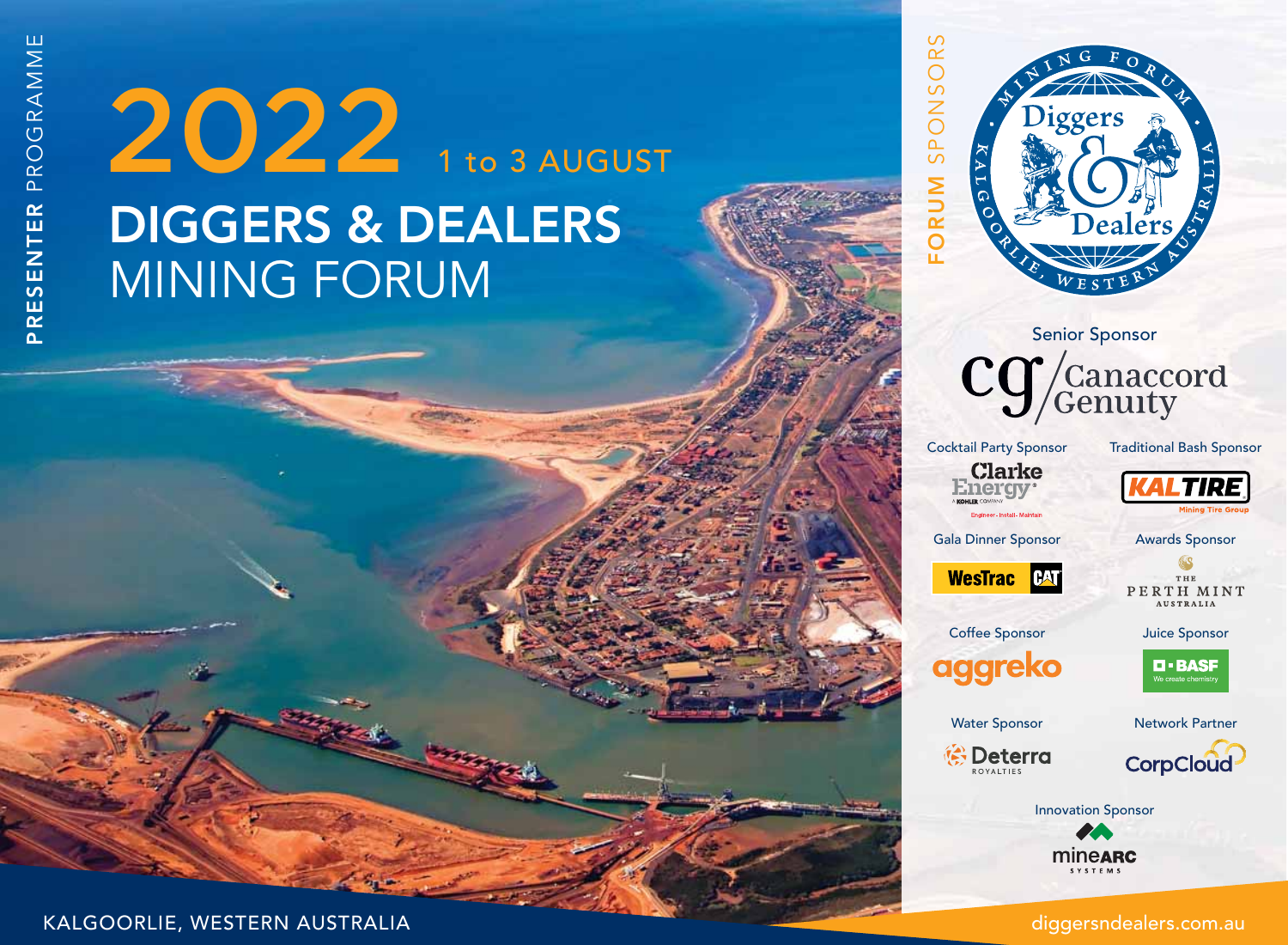PRESENTER PROGRAMME

# 2022 1 to 3 AUGUST

# DIGGERS & DEALERS MINING FORUM

KALGOORLIE, WESTERN AUSTRALIA

## FORUM SPONSORS

Mining Forum Diggers & Dealers Kalgoorlie, Western Australia

Senior Sponsor
Canaccord Genuity

Cocktail Party Sponsor
Clarke Energy
A KOHLER COMPANY
Engineer - Install - Maintain

Traditional Bash Sponsor
KALTIRE
Mining Tire Group

Gala Dinner Sponsor
WesTrac CAT

Awards Sponsor
THE PERTH MINT AUSTRALIA

Coffee Sponsor
aggreko

Juice Sponsor
BASF
We create chemistry

Water Sponsor
Deterra ROYALTIES

Network Partner
CorpCloud

Innovation Sponsor
mineARC SYSTEMS

diggersndealers.com.au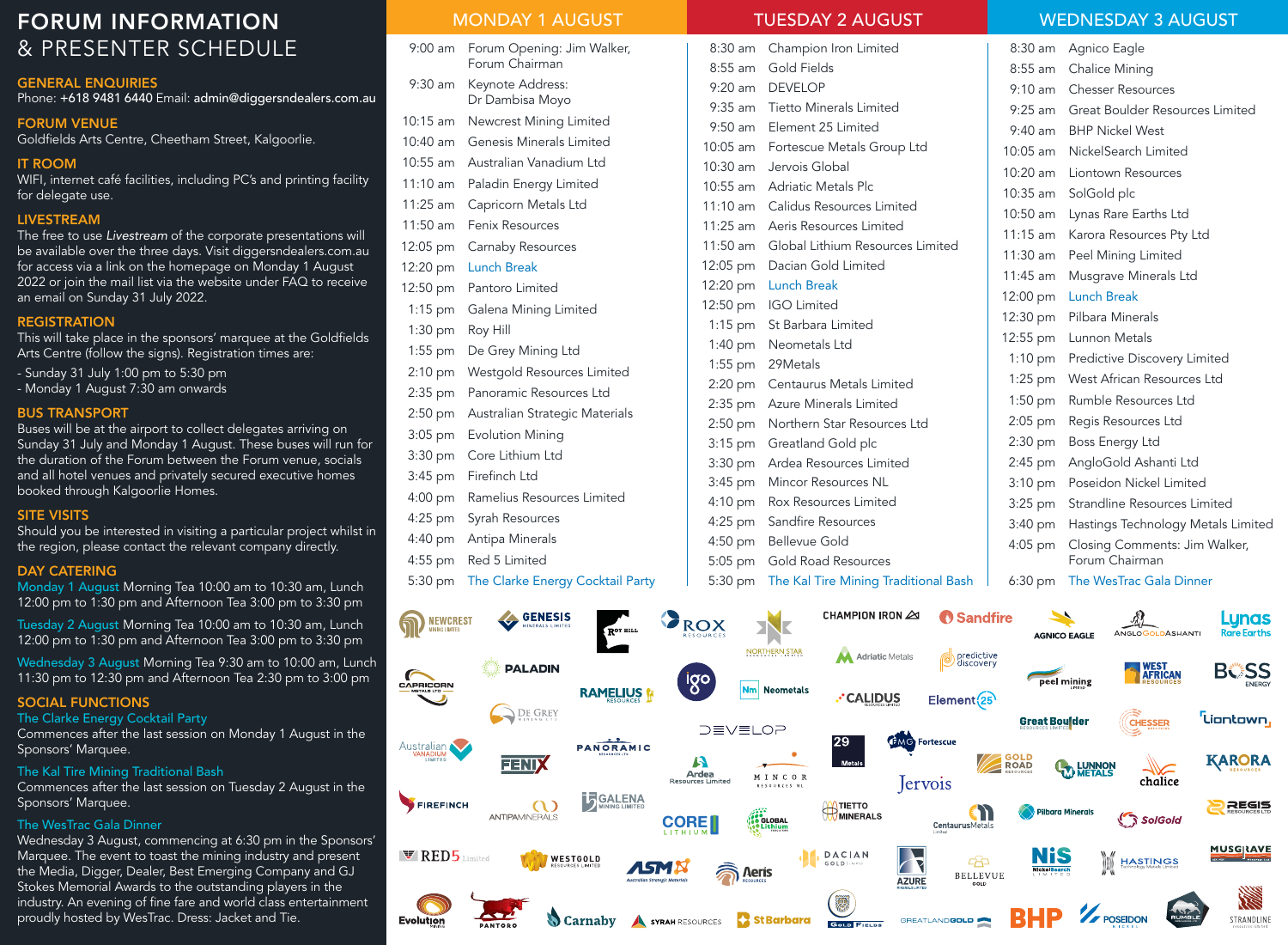# FORUM INFORMATION & PRESENTER SCHEDULE

## GENERAL ENQUIRIES

Phone: +618 9481 6440 Email: admin@diggersndealers.com.au

## FORUM VENUE

Goldfields Arts Centre, Cheetham Street, Kalgoorlie.

## IT ROOM

WIFI, internet café facilities, including PC's and printing facility for delegate use.

## LIVESTREAM

The free to use *Livestream* of the corporate presentations will be available over the three days. Visit diggersndealers.com.au for access via a link on the homepage on Monday 1 August 2022 or join the mail list via the website under FAQ to receive an email on Sunday 31 July 2022.

## REGISTRATION

This will take place in the sponsors' marquee at the Goldfields Arts Centre (follow the signs). Registration times are:

- Sunday 31 July 1:00 pm to 5:30 pm
- Monday 1 August 7:30 am onwards

## BUS TRANSPORT

Buses will be at the airport to collect delegates arriving on Sunday 31 July and Monday 1 August. These buses will run for the duration of the Forum between the Forum venue, socials and all hotel venues and privately secured executive homes booked through Kalgoorlie Homes.

## SITE VISITS

Should you be interested in visiting a particular project whilst in the region, please contact the relevant company directly.

## DAY CATERING

Monday 1 August Morning Tea 10:00 am to 10:30 am, Lunch 12:00 pm to 1:30 pm and Afternoon Tea 3:00 pm to 3:30 pm

Tuesday 2 August Morning Tea 10:00 am to 10:30 am, Lunch 12:00 pm to 1:30 pm and Afternoon Tea 3:00 pm to 3:30 pm

Wednesday 3 August Morning Tea 9:30 am to 10:00 am, Lunch 11:30 pm to 12:30 pm and Afternoon Tea 2:30 pm to 3:00 pm

## SOCIAL FUNCTIONS

**The Clarke Energy Cocktail Party**
Commences after the last session on Monday 1 August in the Sponsors' Marquee.

**The Kal Tire Mining Traditional Bash**
Commences after the last session on Tuesday 2 August in the Sponsors' Marquee.

**The WesTrac Gala Dinner**
Wednesday 3 August, commencing at 6:30 pm in the Sponsors' Marquee. The event to toast the mining industry and present the Media, Digger, Dealer, Best Emerging Company and GJ Stokes Memorial Awards to the outstanding players in the industry. An evening of fine fare and world class entertainment proudly hosted by WesTrac. Dress: Jacket and Tie.

## MONDAY 1 AUGUST

| | |
|---|---|
| 9:00 am | Forum Opening: Jim Walker, Forum Chairman |
| 9:30 am | Keynote Address: Dr Dambisa Moyo |
| 10:15 am | Newcrest Mining Limited |
| 10:40 am | Genesis Minerals Limited |
| 10:55 am | Australian Vanadium Ltd |
| 11:10 am | Paladin Energy Limited |
| 11:25 am | Capricorn Metals Ltd |
| 11:50 am | Fenix Resources |
| 12:05 pm | Carnaby Resources |
| 12:20 pm | Lunch Break |
| 12:50 pm | Pantoro Limited |
| 1:15 pm | Galena Mining Limited |
| 1:30 pm | Roy Hill |
| 1:55 pm | De Grey Mining Ltd |
| 2:10 pm | Westgold Resources Limited |
| 2:35 pm | Panoramic Resources Ltd |
| 2:50 pm | Australian Strategic Materials |
| 3:05 pm | Evolution Mining |
| 3:30 pm | Core Lithium Ltd |
| 3:45 pm | Firefinch Ltd |
| 4:00 pm | Ramelius Resources Limited |
| 4:25 pm | Syrah Resources |
| 4:40 pm | Antipa Minerals |
| 4:55 pm | Red 5 Limited |
| 5:30 pm | The Clarke Energy Cocktail Party |

## TUESDAY 2 AUGUST

| | |
|---|---|
| 8:30 am | Champion Iron Limited |
| 8:55 am | Gold Fields |
| 9:20 am | DEVELOP |
| 9:35 am | Tietto Minerals Limited |
| 9:50 am | Element 25 Limited |
| 10:05 am | Fortescue Metals Group Ltd |
| 10:30 am | Jervois Global |
| 10:55 am | Adriatic Metals Plc |
| 11:10 am | Calidus Resources Limited |
| 11:25 am | Aeris Resources Limited |
| 11:50 am | Global Lithium Resources Limited |
| 12:05 pm | Dacian Gold Limited |
| 12:20 pm | Lunch Break |
| 12:50 pm | IGO Limited |
| 1:15 pm | St Barbara Limited |
| 1:40 pm | Neometals Ltd |
| 1:55 pm | 29Metals |
| 2:20 pm | Centaurus Metals Limited |
| 2:35 pm | Azure Minerals Limited |
| 2:50 pm | Northern Star Resources Ltd |
| 3:15 pm | Greatland Gold plc |
| 3:30 pm | Ardea Resources Limited |
| 3:45 pm | Mincor Resources NL |
| 4:10 pm | Rox Resources Limited |
| 4:25 pm | Sandfire Resources |
| 4:50 pm | Bellevue Gold |
| 5:05 pm | Gold Road Resources |
| 5:30 pm | The Kal Tire Mining Traditional Bash |

## WEDNESDAY 3 AUGUST

| | |
|---|---|
| 8:30 am | Agnico Eagle |
| 8:55 am | Chalice Mining |
| 9:10 am | Chesser Resources |
| 9:25 am | Great Boulder Resources Limited |
| 9:40 am | BHP Nickel West |
| 10:05 am | NickelSearch Limited |
| 10:20 am | Liontown Resources |
| 10:35 am | SolGold plc |
| 10:50 am | Lynas Rare Earths Ltd |
| 11:15 am | Karora Resources Pty Ltd |
| 11:30 am | Peel Mining Limited |
| 11:45 am | Musgrave Minerals Ltd |
| 12:00 pm | Lunch Break |
| 12:30 pm | Pilbara Minerals |
| 12:55 pm | Lunnon Metals |
| 1:10 pm | Predictive Discovery Limited |
| 1:25 pm | West African Resources Ltd |
| 1:50 pm | Rumble Resources Ltd |
| 2:05 pm | Regis Resources Ltd |
| 2:30 pm | Boss Energy Ltd |
| 2:45 pm | AngloGold Ashanti Ltd |
| 3:10 pm | Poseidon Nickel Limited |
| 3:25 pm | Strandline Resources Limited |
| 3:40 pm | Hastings Technology Metals Limited |
| 4:05 pm | Closing Comments: Jim Walker, Forum Chairman |
| 6:30 pm | The WesTrac Gala Dinner |